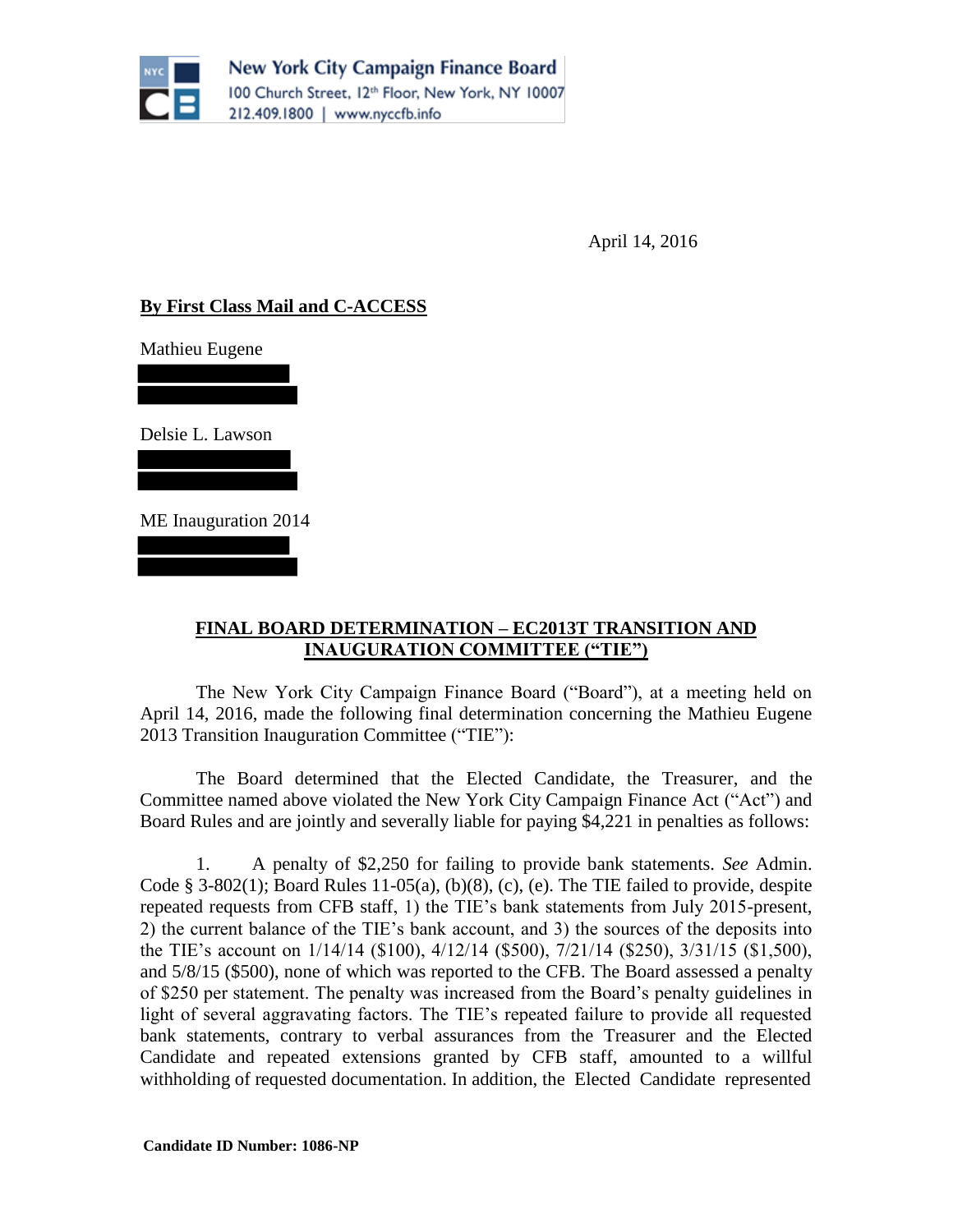New York City Campaign Finance Board
100 Church Street, 12th Floor, New York, NY 10007
212.409.1800 | www.nyccfb.info

April 14, 2016

**By First Class Mail and C-ACCESS**

Mathieu Eugene

Delsie L. Lawson

ME Inauguration 2014

**FINAL BOARD DETERMINATION – EC2013T TRANSITION AND INAUGURATION COMMITTEE ("TIE")**

The New York City Campaign Finance Board ("Board"), at a meeting held on April 14, 2016, made the following final determination concerning the Mathieu Eugene 2013 Transition Inauguration Committee ("TIE"):

The Board determined that the Elected Candidate, the Treasurer, and the Committee named above violated the New York City Campaign Finance Act ("Act") and Board Rules and are jointly and severally liable for paying $4,221 in penalties as follows:

1. A penalty of $2,250 for failing to provide bank statements. *See* Admin. Code § 3-802(1); Board Rules 11-05(a), (b)(8), (c), (e). The TIE failed to provide, despite repeated requests from CFB staff, 1) the TIE's bank statements from July 2015-present, 2) the current balance of the TIE's bank account, and 3) the sources of the deposits into the TIE's account on 1/14/14 ($100), 4/12/14 ($500), 7/21/14 ($250), 3/31/15 ($1,500), and 5/8/15 ($500), none of which was reported to the CFB. The Board assessed a penalty of $250 per statement. The penalty was increased from the Board's penalty guidelines in light of several aggravating factors. The TIE's repeated failure to provide all requested bank statements, contrary to verbal assurances from the Treasurer and the Elected Candidate and repeated extensions granted by CFB staff, amounted to a willful withholding of requested documentation. In addition, the Elected Candidate represented

**Candidate ID Number: 1086-NP**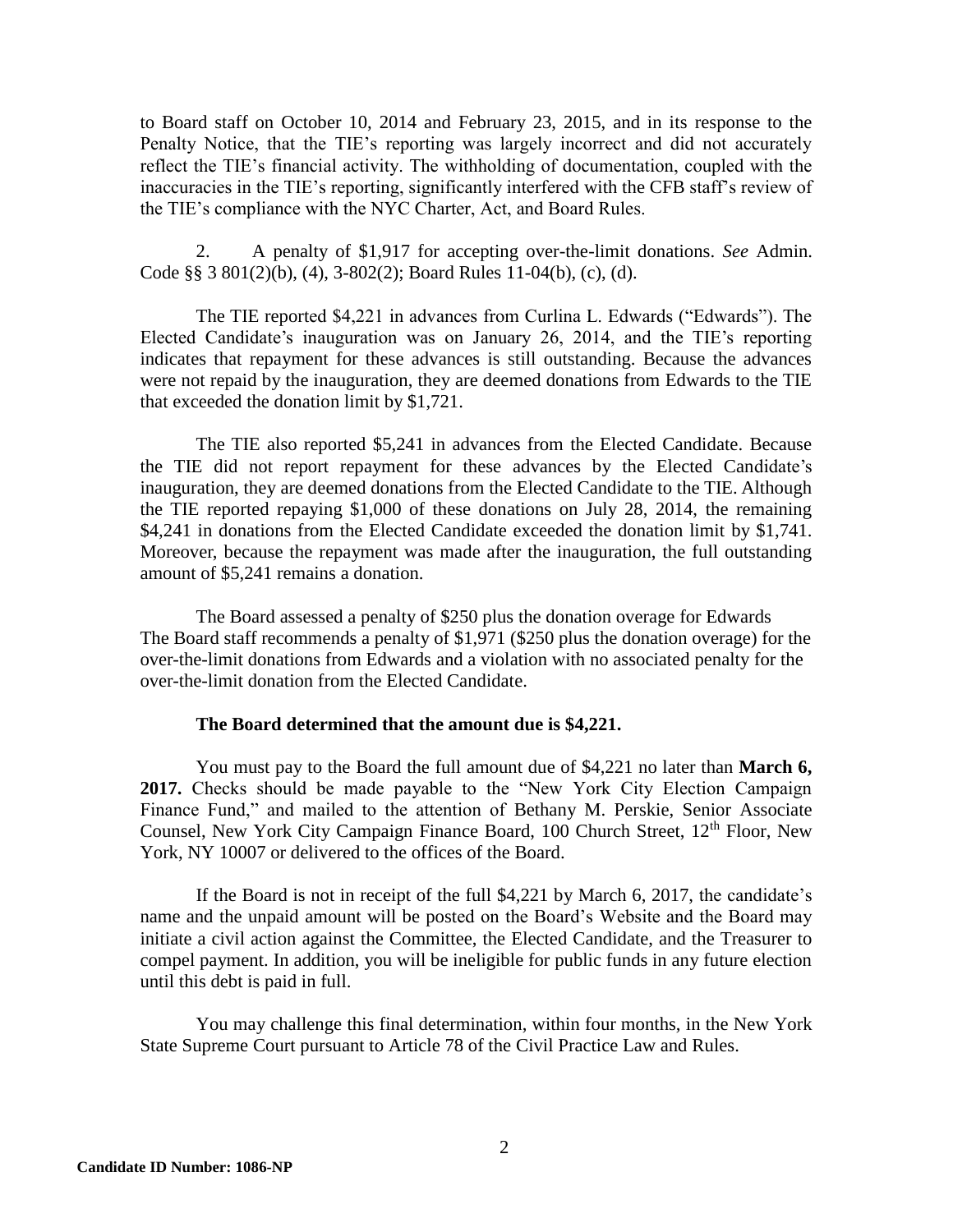to Board staff on October 10, 2014 and February 23, 2015, and in its response to the Penalty Notice, that the TIE's reporting was largely incorrect and did not accurately reflect the TIE's financial activity. The withholding of documentation, coupled with the inaccuracies in the TIE's reporting, significantly interfered with the CFB staff's review of the TIE's compliance with the NYC Charter, Act, and Board Rules.

2. A penalty of $1,917 for accepting over-the-limit donations. *See* Admin. Code §§ 3 801(2)(b), (4), 3-802(2); Board Rules 11-04(b), (c), (d).

The TIE reported $4,221 in advances from Curlina L. Edwards ("Edwards"). The Elected Candidate's inauguration was on January 26, 2014, and the TIE's reporting indicates that repayment for these advances is still outstanding. Because the advances were not repaid by the inauguration, they are deemed donations from Edwards to the TIE that exceeded the donation limit by $1,721.

The TIE also reported $5,241 in advances from the Elected Candidate. Because the TIE did not report repayment for these advances by the Elected Candidate's inauguration, they are deemed donations from the Elected Candidate to the TIE. Although the TIE reported repaying $1,000 of these donations on July 28, 2014, the remaining $4,241 in donations from the Elected Candidate exceeded the donation limit by $1,741. Moreover, because the repayment was made after the inauguration, the full outstanding amount of $5,241 remains a donation.

The Board assessed a penalty of $250 plus the donation overage for Edwards
The Board staff recommends a penalty of $1,971 ($250 plus the donation overage) for the over-the-limit donations from Edwards and a violation with no associated penalty for the over-the-limit donation from the Elected Candidate.

**The Board determined that the amount due is $4,221.**

You must pay to the Board the full amount due of $4,221 no later than **March 6, 2017.** Checks should be made payable to the "New York City Election Campaign Finance Fund," and mailed to the attention of Bethany M. Perskie, Senior Associate Counsel, New York City Campaign Finance Board, 100 Church Street, 12th Floor, New York, NY 10007 or delivered to the offices of the Board.

If the Board is not in receipt of the full $4,221 by March 6, 2017, the candidate's name and the unpaid amount will be posted on the Board's Website and the Board may initiate a civil action against the Committee, the Elected Candidate, and the Treasurer to compel payment. In addition, you will be ineligible for public funds in any future election until this debt is paid in full.

You may challenge this final determination, within four months, in the New York State Supreme Court pursuant to Article 78 of the Civil Practice Law and Rules.

**Candidate ID Number: 1086-NP**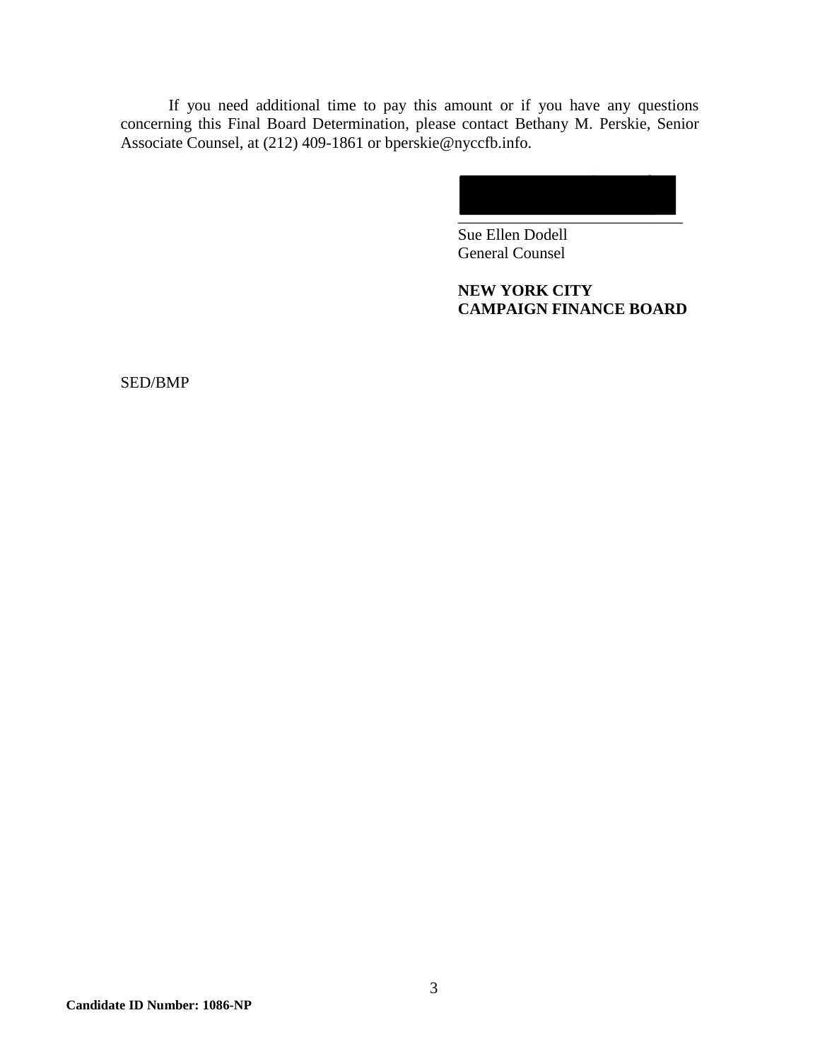If you need additional time to pay this amount or if you have any questions concerning this Final Board Determination, please contact Bethany M. Perskie, Senior Associate Counsel, at (212) 409-1861 or bperskie@nyccfb.info.

Sue Ellen Dodell
General Counsel

**NEW YORK CITY**
**CAMPAIGN FINANCE BOARD**

SED/BMP

**Candidate ID Number: 1086-NP**